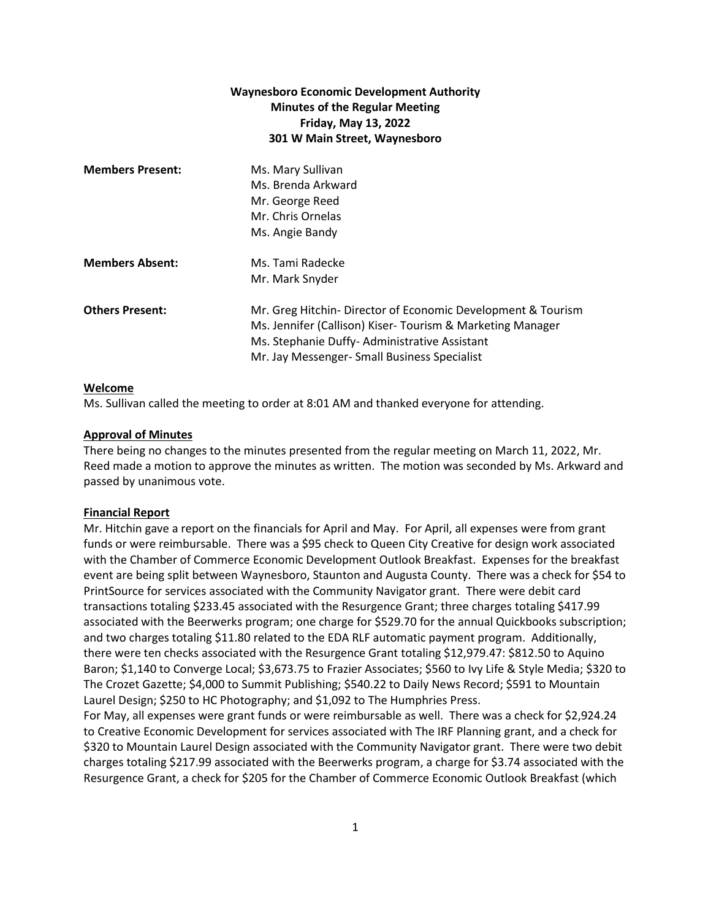**Waynesboro Economic Development Authority**
**Minutes of the Regular Meeting**
**Friday, May 13, 2022**
**301 W Main Street, Waynesboro**

**Members Present:**
- Ms. Mary Sullivan
- Ms. Brenda Arkward
- Mr. George Reed
- Mr. Chris Ornelas
- Ms. Angie Bandy

**Members Absent:**
- Ms. Tami Radecke
- Mr. Mark Snyder

**Others Present:**
- Mr. Greg Hitchin- Director of Economic Development & Tourism
- Ms. Jennifer (Callison) Kiser- Tourism & Marketing Manager
- Ms. Stephanie Duffy- Administrative Assistant
- Mr. Jay Messenger- Small Business Specialist

## Welcome

Ms. Sullivan called the meeting to order at 8:01 AM and thanked everyone for attending.

## Approval of Minutes

There being no changes to the minutes presented from the regular meeting on March 11, 2022, Mr. Reed made a motion to approve the minutes as written. The motion was seconded by Ms. Arkward and passed by unanimous vote.

## Financial Report

Mr. Hitchin gave a report on the financials for April and May. For April, all expenses were from grant funds or were reimbursable. There was a $95 check to Queen City Creative for design work associated with the Chamber of Commerce Economic Development Outlook Breakfast. Expenses for the breakfast event are being split between Waynesboro, Staunton and Augusta County. There was a check for $54 to PrintSource for services associated with the Community Navigator grant. There were debit card transactions totaling $233.45 associated with the Resurgence Grant; three charges totaling $417.99 associated with the Beerwerks program; one charge for $529.70 for the annual Quickbooks subscription; and two charges totaling $11.80 related to the EDA RLF automatic payment program. Additionally, there were ten checks associated with the Resurgence Grant totaling $12,979.47: $812.50 to Aquino Baron; $1,140 to Converge Local; $3,673.75 to Frazier Associates; $560 to Ivy Life & Style Media; $320 to The Crozet Gazette; $4,000 to Summit Publishing; $540.22 to Daily News Record; $591 to Mountain Laurel Design; $250 to HC Photography; and $1,092 to The Humphries Press.

For May, all expenses were grant funds or were reimbursable as well. There was a check for $2,924.24 to Creative Economic Development for services associated with The IRF Planning grant, and a check for $320 to Mountain Laurel Design associated with the Community Navigator grant. There were two debit charges totaling $217.99 associated with the Beerwerks program, a charge for $3.74 associated with the Resurgence Grant, a check for $205 for the Chamber of Commerce Economic Outlook Breakfast (which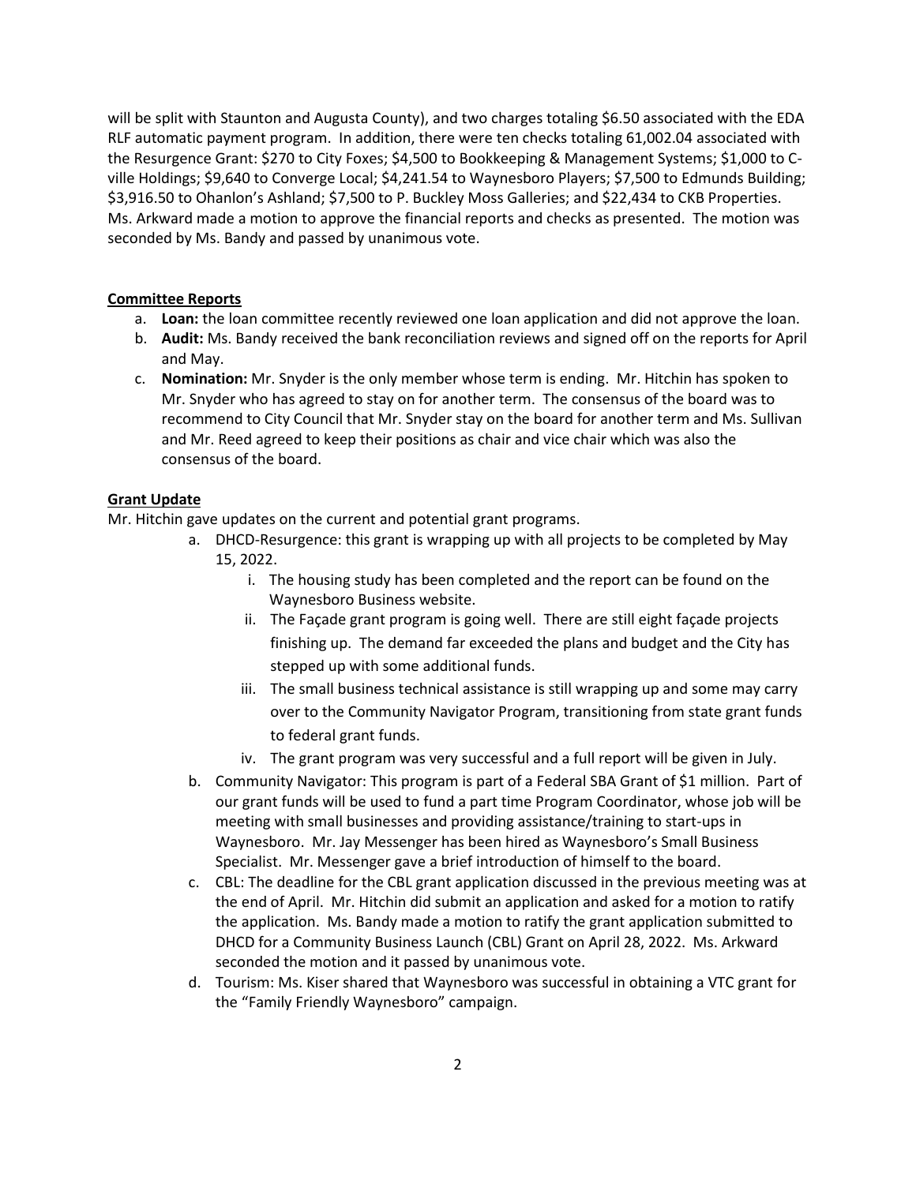will be split with Staunton and Augusta County), and two charges totaling $6.50 associated with the EDA RLF automatic payment program. In addition, there were ten checks totaling 61,002.04 associated with the Resurgence Grant: $270 to City Foxes; $4,500 to Bookkeeping & Management Systems; $1,000 to C-ville Holdings; $9,640 to Converge Local; $4,241.54 to Waynesboro Players; $7,500 to Edmunds Building; $3,916.50 to Ohanlon's Ashland; $7,500 to P. Buckley Moss Galleries; and $22,434 to CKB Properties. Ms. Arkward made a motion to approve the financial reports and checks as presented. The motion was seconded by Ms. Bandy and passed by unanimous vote.

**Committee Reports**

a. **Loan:** the loan committee recently reviewed one loan application and did not approve the loan.
b. **Audit:** Ms. Bandy received the bank reconciliation reviews and signed off on the reports for April and May.
c. **Nomination:** Mr. Snyder is the only member whose term is ending. Mr. Hitchin has spoken to Mr. Snyder who has agreed to stay on for another term. The consensus of the board was to recommend to City Council that Mr. Snyder stay on the board for another term and Ms. Sullivan and Mr. Reed agreed to keep their positions as chair and vice chair which was also the consensus of the board.

**Grant Update**

Mr. Hitchin gave updates on the current and potential grant programs.

a. DHCD-Resurgence: this grant is wrapping up with all projects to be completed by May 15, 2022.
    i. The housing study has been completed and the report can be found on the Waynesboro Business website.
    ii. The Façade grant program is going well. There are still eight façade projects finishing up. The demand far exceeded the plans and budget and the City has stepped up with some additional funds.
    iii. The small business technical assistance is still wrapping up and some may carry over to the Community Navigator Program, transitioning from state grant funds to federal grant funds.
    iv. The grant program was very successful and a full report will be given in July.
b. Community Navigator: This program is part of a Federal SBA Grant of $1 million. Part of our grant funds will be used to fund a part time Program Coordinator, whose job will be meeting with small businesses and providing assistance/training to start-ups in Waynesboro. Mr. Jay Messenger has been hired as Waynesboro's Small Business Specialist. Mr. Messenger gave a brief introduction of himself to the board.
c. CBL: The deadline for the CBL grant application discussed in the previous meeting was at the end of April. Mr. Hitchin did submit an application and asked for a motion to ratify the application. Ms. Bandy made a motion to ratify the grant application submitted to DHCD for a Community Business Launch (CBL) Grant on April 28, 2022. Ms. Arkward seconded the motion and it passed by unanimous vote.
d. Tourism: Ms. Kiser shared that Waynesboro was successful in obtaining a VTC grant for the "Family Friendly Waynesboro" campaign.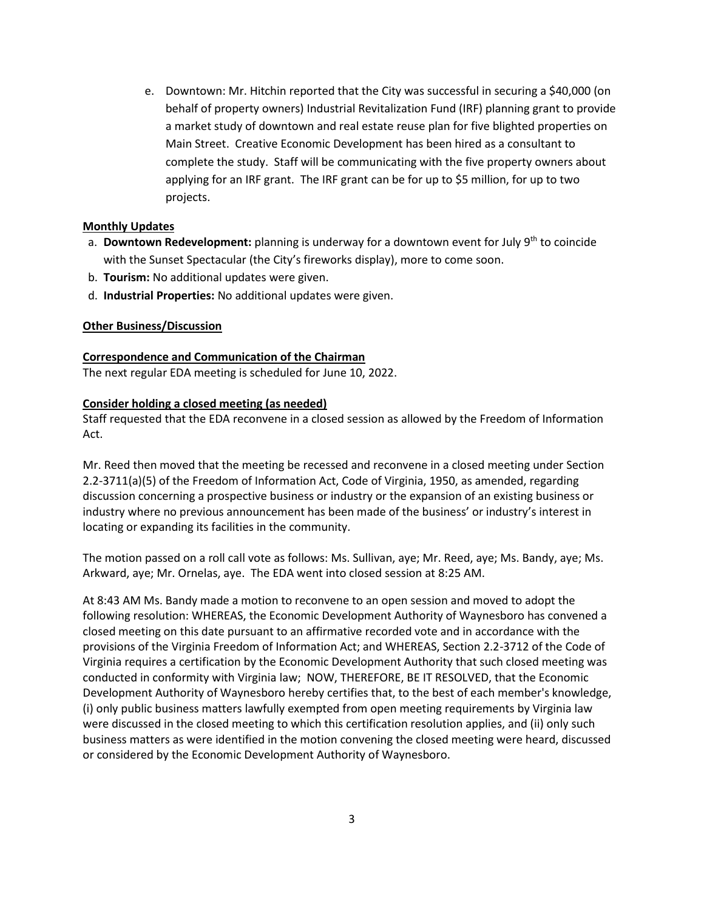e. Downtown: Mr. Hitchin reported that the City was successful in securing a $40,000 (on behalf of property owners) Industrial Revitalization Fund (IRF) planning grant to provide a market study of downtown and real estate reuse plan for five blighted properties on Main Street. Creative Economic Development has been hired as a consultant to complete the study. Staff will be communicating with the five property owners about applying for an IRF grant. The IRF grant can be for up to $5 million, for up to two projects.

**Monthly Updates**

a. **Downtown Redevelopment:** planning is underway for a downtown event for July 9th to coincide with the Sunset Spectacular (the City's fireworks display), more to come soon.
b. **Tourism:** No additional updates were given.
d. **Industrial Properties:** No additional updates were given.

**Other Business/Discussion**

**Correspondence and Communication of the Chairman**

The next regular EDA meeting is scheduled for June 10, 2022.

**Consider holding a closed meeting (as needed)**

Staff requested that the EDA reconvene in a closed session as allowed by the Freedom of Information Act.

Mr. Reed then moved that the meeting be recessed and reconvene in a closed meeting under Section 2.2-3711(a)(5) of the Freedom of Information Act, Code of Virginia, 1950, as amended, regarding discussion concerning a prospective business or industry or the expansion of an existing business or industry where no previous announcement has been made of the business' or industry's interest in locating or expanding its facilities in the community.

The motion passed on a roll call vote as follows: Ms. Sullivan, aye; Mr. Reed, aye; Ms. Bandy, aye; Ms. Arkward, aye; Mr. Ornelas, aye. The EDA went into closed session at 8:25 AM.

At 8:43 AM Ms. Bandy made a motion to reconvene to an open session and moved to adopt the following resolution: WHEREAS, the Economic Development Authority of Waynesboro has convened a closed meeting on this date pursuant to an affirmative recorded vote and in accordance with the provisions of the Virginia Freedom of Information Act; and WHEREAS, Section 2.2-3712 of the Code of Virginia requires a certification by the Economic Development Authority that such closed meeting was conducted in conformity with Virginia law; NOW, THEREFORE, BE IT RESOLVED, that the Economic Development Authority of Waynesboro hereby certifies that, to the best of each member's knowledge, (i) only public business matters lawfully exempted from open meeting requirements by Virginia law were discussed in the closed meeting to which this certification resolution applies, and (ii) only such business matters as were identified in the motion convening the closed meeting were heard, discussed or considered by the Economic Development Authority of Waynesboro.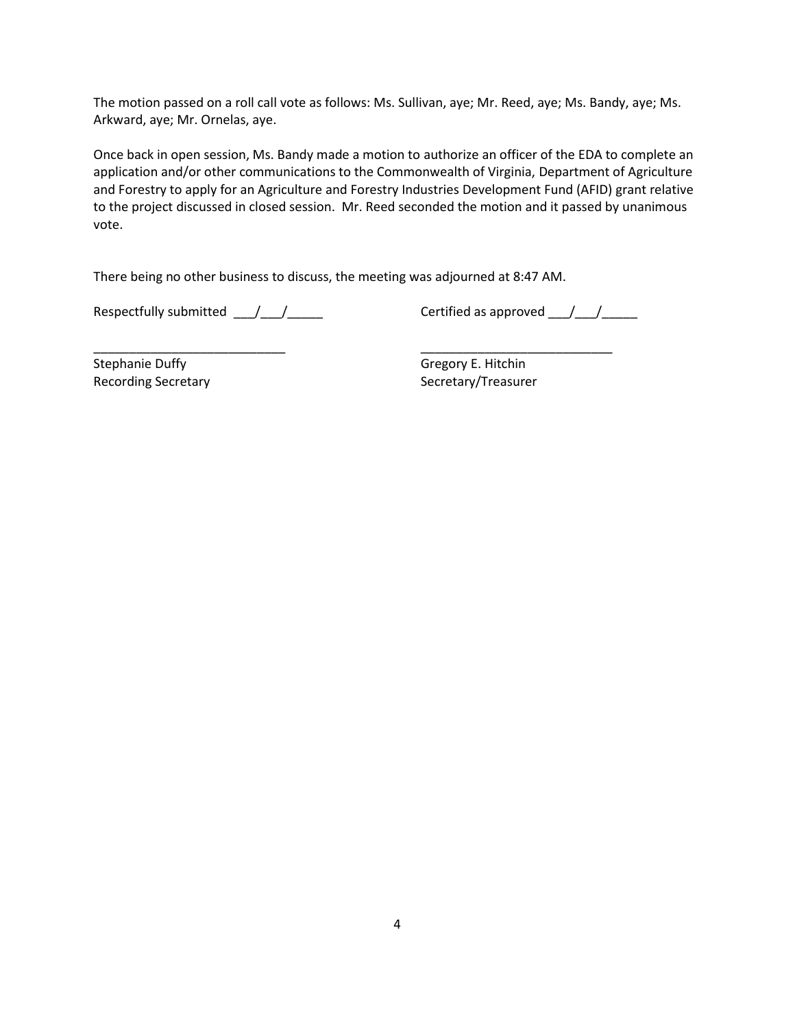The motion passed on a roll call vote as follows: Ms. Sullivan, aye; Mr. Reed, aye; Ms. Bandy, aye; Ms. Arkward, aye; Mr. Ornelas, aye.

Once back in open session, Ms. Bandy made a motion to authorize an officer of the EDA to complete an application and/or other communications to the Commonwealth of Virginia, Department of Agriculture and Forestry to apply for an Agriculture and Forestry Industries Development Fund (AFID) grant relative to the project discussed in closed session. Mr. Reed seconded the motion and it passed by unanimous vote.

There being no other business to discuss, the meeting was adjourned at 8:47 AM.

Respectfully submitted ___/___/_____

___________________________
Stephanie Duffy
Recording Secretary

Certified as approved ___/___/_____

___________________________
Gregory E. Hitchin
Secretary/Treasurer